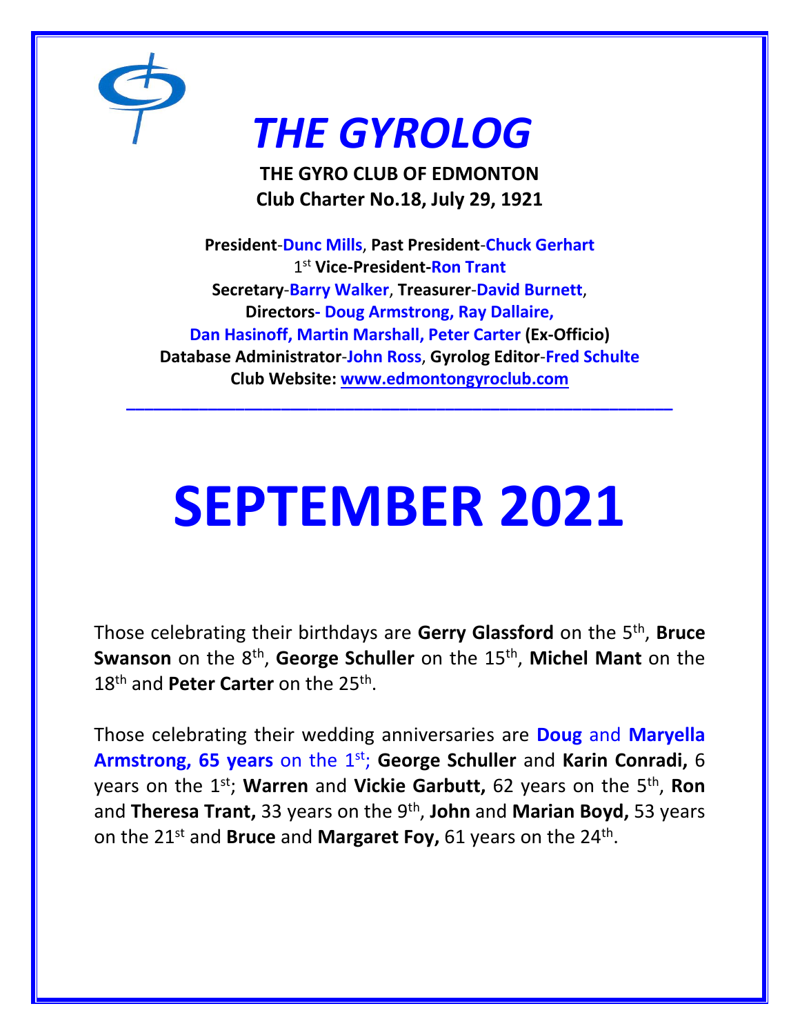# *THE GYROLOG*

**THE GYRO CLUB OF EDMONTON**
**Club Charter No.18, July 29, 1921**

**President-Dunc Mills**, **Past President-Chuck Gerhart**
1st **Vice-President-Ron Trant**
**Secretary-Barry Walker**, **Treasurer-David Burnett**,
**Directors- Doug Armstrong, Ray Dallaire,**
**Dan Hasinoff, Martin Marshall, Peter Carter (Ex-Officio)**
**Database Administrator-John Ross**, **Gyrolog Editor-Fred Schulte**
**Club Website: [www.edmontongyroclub.com](http://www.edmontongyroclub.com)**

---

# SEPTEMBER 2021

Those celebrating their birthdays are **Gerry Glassford** on the 5th, **Bruce Swanson** on the 8th, **George Schuller** on the 15th, **Michel Mant** on the 18th and **Peter Carter** on the 25th.

Those celebrating their wedding anniversaries are **Doug** and **Maryella Armstrong, 65 years** on the 1st; **George Schuller** and **Karin Conradi,** 6 years on the 1st; **Warren** and **Vickie Garbutt,** 62 years on the 5th, **Ron** and **Theresa Trant,** 33 years on the 9th, **John** and **Marian Boyd,** 53 years on the 21st and **Bruce** and **Margaret Foy,** 61 years on the 24th.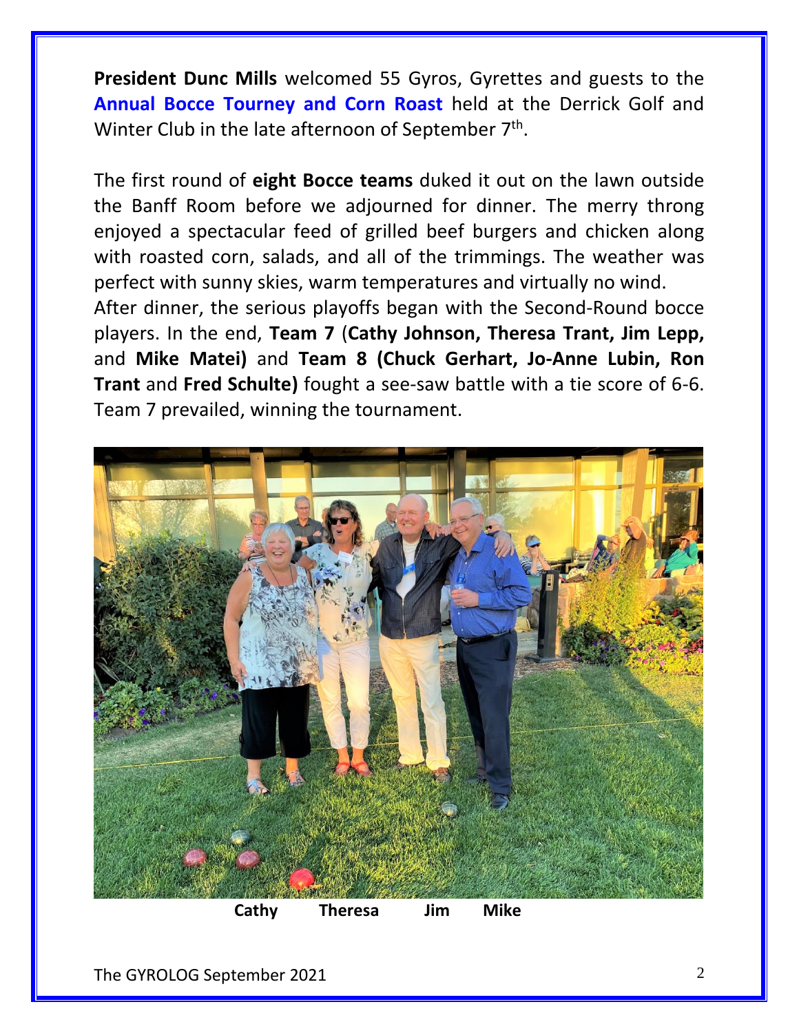**President Dunc Mills** welcomed 55 Gyros, Gyrettes and guests to the **Annual Bocce Tourney and Corn Roast** held at the Derrick Golf and Winter Club in the late afternoon of September 7th.

The first round of **eight Bocce teams** duked it out on the lawn outside the Banff Room before we adjourned for dinner. The merry throng enjoyed a spectacular feed of grilled beef burgers and chicken along with roasted corn, salads, and all of the trimmings. The weather was perfect with sunny skies, warm temperatures and virtually no wind.
After dinner, the serious playoffs began with the Second-Round bocce players. In the end, **Team 7** (**Cathy Johnson, Theresa Trant, Jim Lepp,** and **Mike Matei)** and **Team 8 (Chuck Gerhart, Jo-Anne Lubin, Ron Trant** and **Fred Schulte)** fought a see-saw battle with a tie score of 6-6. Team 7 prevailed, winning the tournament.

**Cathy Theresa Jim Mike**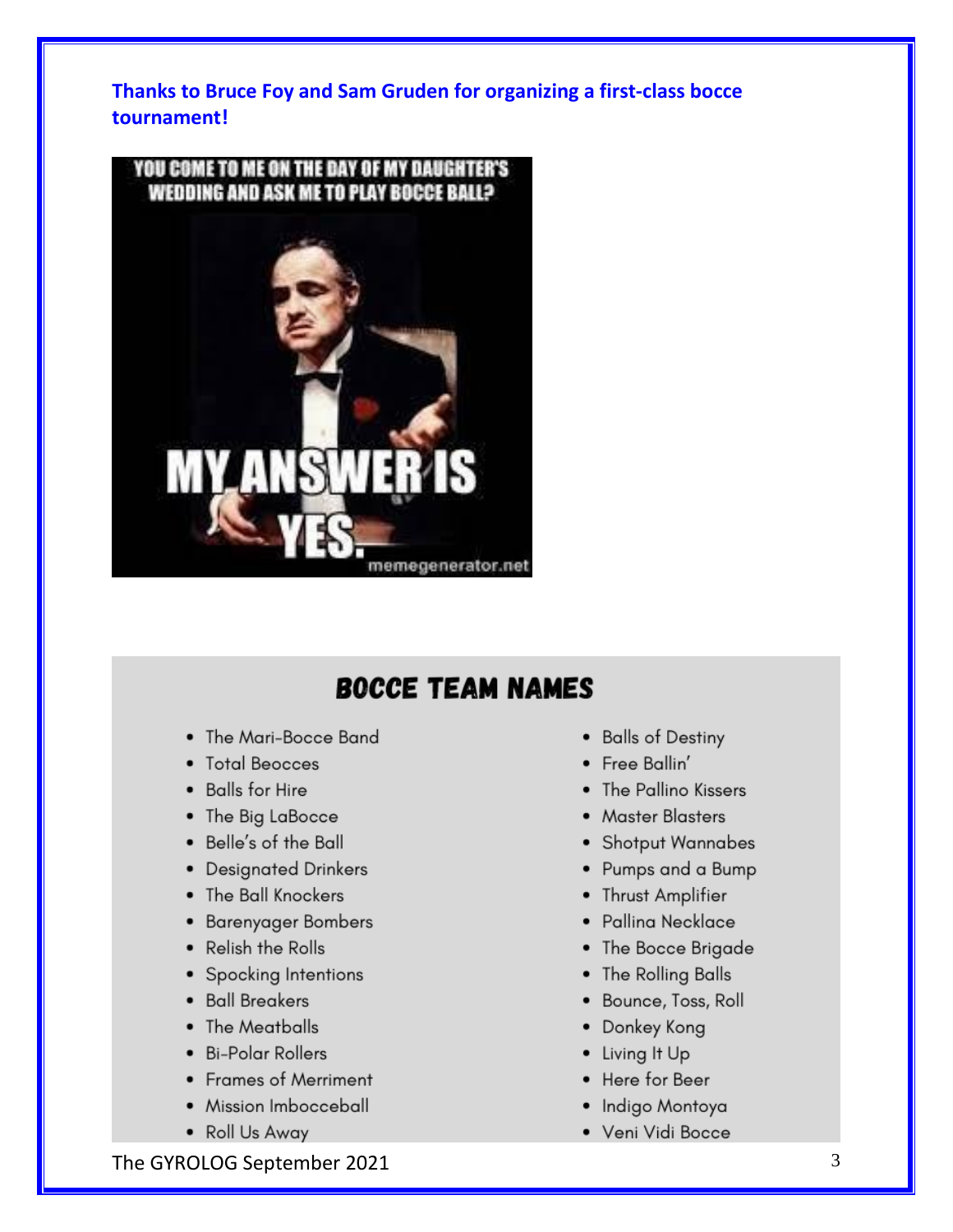**Thanks to Bruce Foy and Sam Gruden for organizing a first-class bocce tournament!**

YOU COME TO ME ON THE DAY OF MY DAUGHTER'S WEDDING AND ASK ME TO PLAY BOCCE BALL?

MY ANSWER IS YES.

memegenerator.net

## BOCCE TEAM NAMES

- The Mari-Bocce Band
- Total Beocces
- Balls for Hire
- The Big LaBocce
- Belle's of the Ball
- Designated Drinkers
- The Ball Knockers
- Barenyager Bombers
- Relish the Rolls
- Spocking Intentions
- Ball Breakers
- The Meatballs
- Bi-Polar Rollers
- Frames of Merriment
- Mission Imbocceball
- Roll Us Away
- Balls of Destiny
- Free Ballin'
- The Pallino Kissers
- Master Blasters
- Shotput Wannabes
- Pumps and a Bump
- Thrust Amplifier
- Pallina Necklace
- The Bocce Brigade
- The Rolling Balls
- Bounce, Toss, Roll
- Donkey Kong
- Living It Up
- Here for Beer
- Indigo Montoya
- Veni Vidi Bocce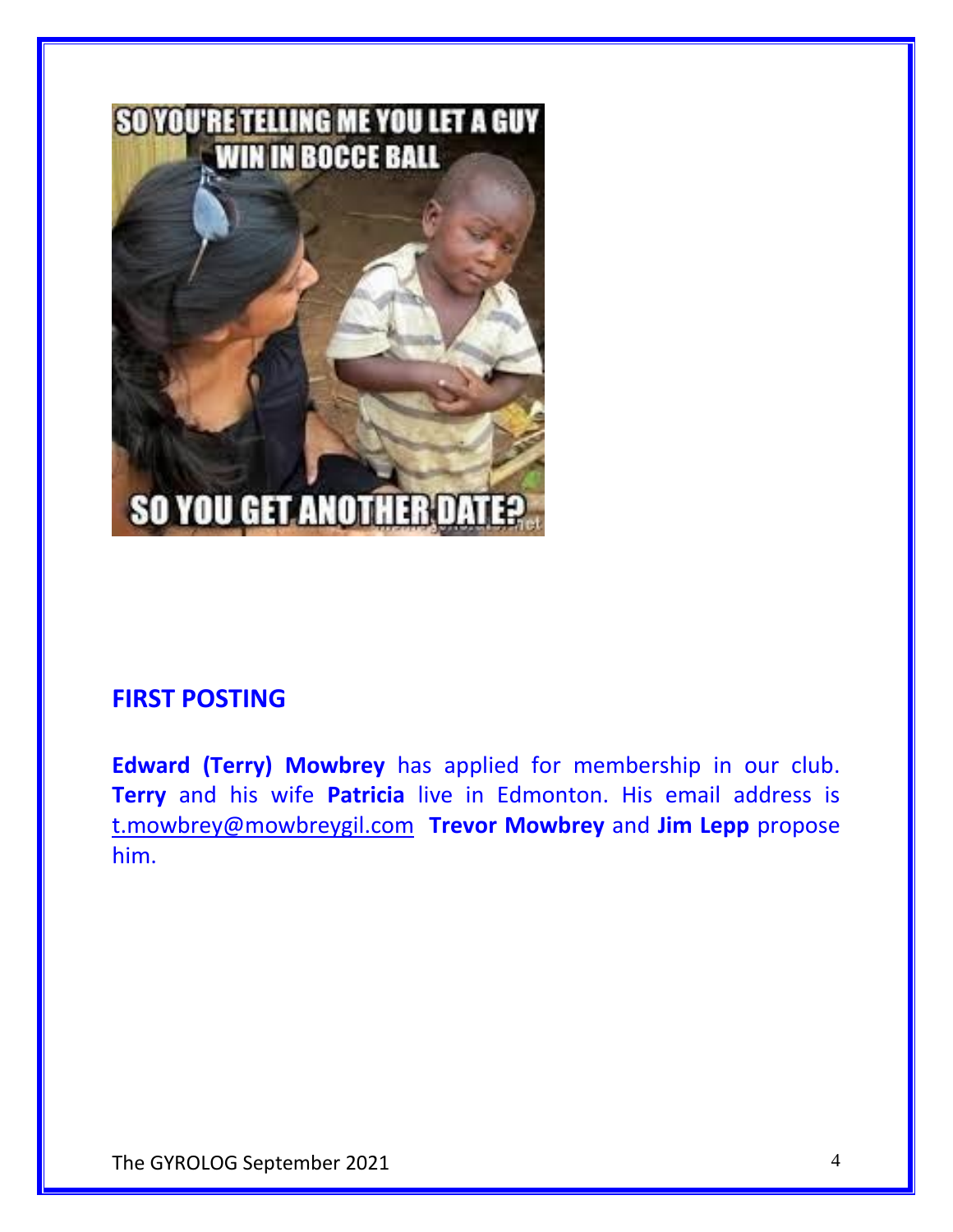SO YOU'RE TELLING ME YOU LET A GUY WIN IN BOCCE BALL

SO YOU GET ANOTHER DATE?

## FIRST POSTING

**Edward (Terry) Mowbrey** has applied for membership in our club. **Terry** and his wife **Patricia** live in Edmonton. His email address is t.mowbrey@mowbreygil.com **Trevor Mowbrey** and **Jim Lepp** propose him.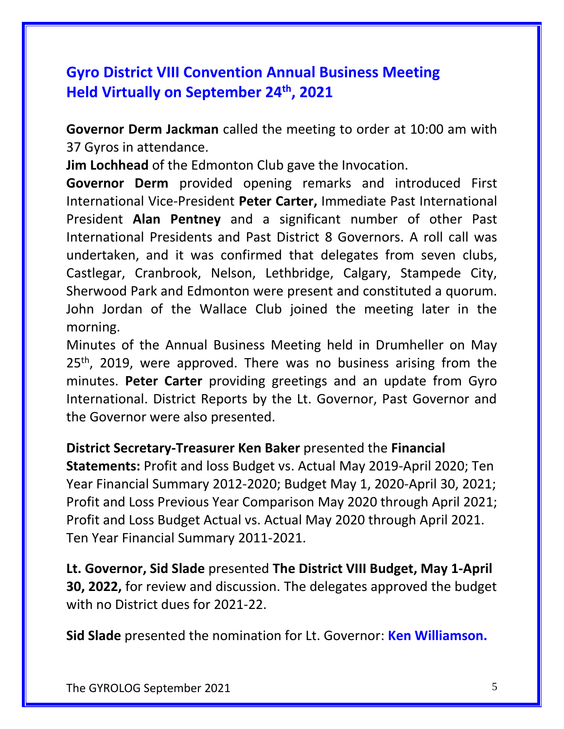## Gyro District VIII Convention Annual Business Meeting Held Virtually on September 24th, 2021

**Governor Derm Jackman** called the meeting to order at 10:00 am with 37 Gyros in attendance.

**Jim Lochhead** of the Edmonton Club gave the Invocation.

**Governor Derm** provided opening remarks and introduced First International Vice-President **Peter Carter,** Immediate Past International President **Alan Pentney** and a significant number of other Past International Presidents and Past District 8 Governors. A roll call was undertaken, and it was confirmed that delegates from seven clubs, Castlegar, Cranbrook, Nelson, Lethbridge, Calgary, Stampede City, Sherwood Park and Edmonton were present and constituted a quorum. John Jordan of the Wallace Club joined the meeting later in the morning.

Minutes of the Annual Business Meeting held in Drumheller on May 25th, 2019, were approved. There was no business arising from the minutes. **Peter Carter** providing greetings and an update from Gyro International. District Reports by the Lt. Governor, Past Governor and the Governor were also presented.

**District Secretary-Treasurer Ken Baker** presented the **Financial Statements:** Profit and loss Budget vs. Actual May 2019-April 2020; Ten Year Financial Summary 2012-2020; Budget May 1, 2020-April 30, 2021; Profit and Loss Previous Year Comparison May 2020 through April 2021; Profit and Loss Budget Actual vs. Actual May 2020 through April 2021. Ten Year Financial Summary 2011-2021.

**Lt. Governor, Sid Slade** presented **The District VIII Budget, May 1-April 30, 2022,** for review and discussion. The delegates approved the budget with no District dues for 2021-22.

**Sid Slade** presented the nomination for Lt. Governor: **Ken Williamson.**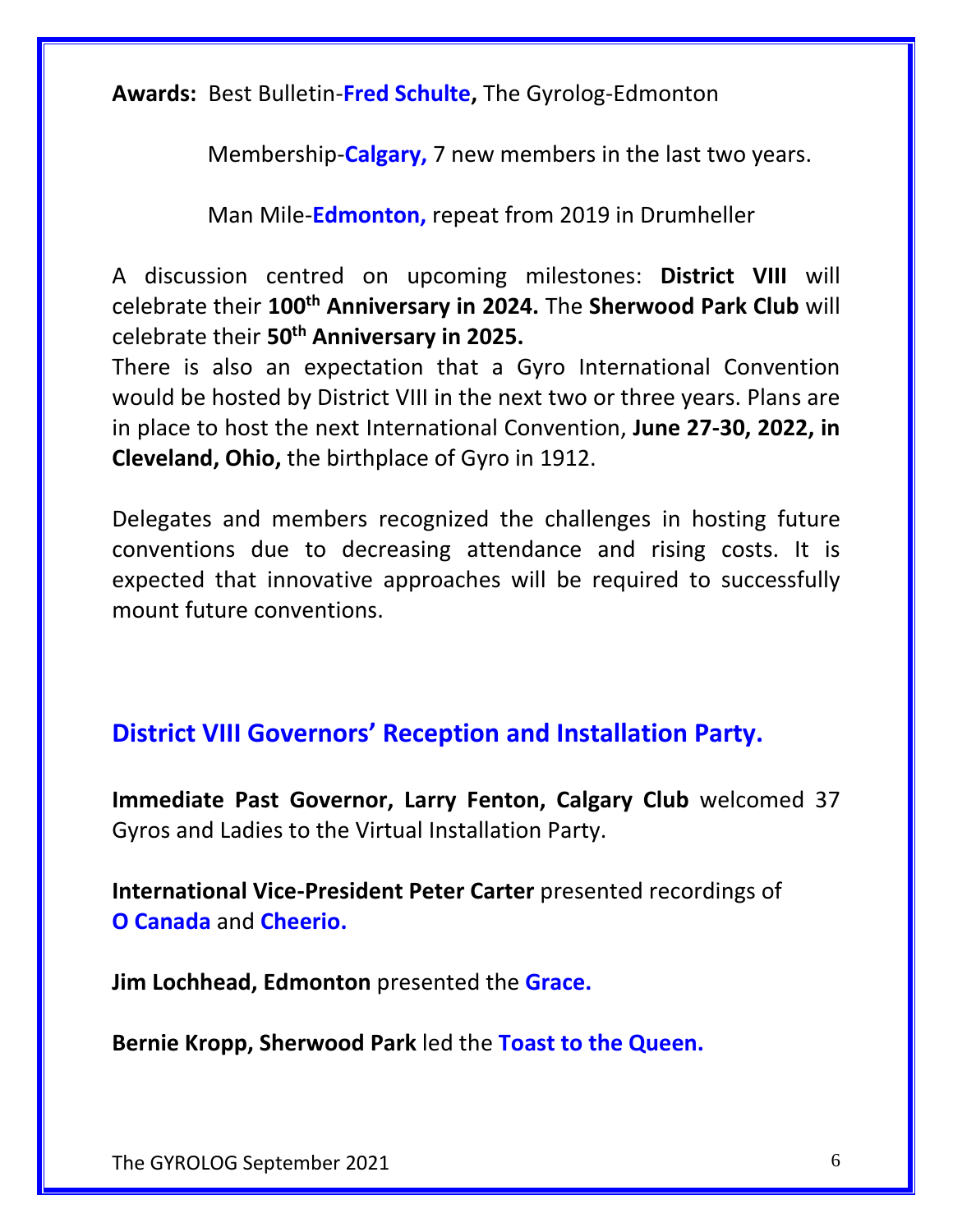**Awards:** Best Bulletin-**Fred Schulte,** The Gyrolog-Edmonton

Membership-**Calgary,** 7 new members in the last two years.

Man Mile-**Edmonton,** repeat from 2019 in Drumheller

A discussion centred on upcoming milestones: **District VIII** will celebrate their **100th Anniversary in 2024.** The **Sherwood Park Club** will celebrate their **50th Anniversary in 2025.**

There is also an expectation that a Gyro International Convention would be hosted by District VIII in the next two or three years. Plans are in place to host the next International Convention, **June 27-30, 2022, in Cleveland, Ohio,** the birthplace of Gyro in 1912.

Delegates and members recognized the challenges in hosting future conventions due to decreasing attendance and rising costs. It is expected that innovative approaches will be required to successfully mount future conventions.

## District VIII Governors' Reception and Installation Party.

**Immediate Past Governor, Larry Fenton, Calgary Club** welcomed 37 Gyros and Ladies to the Virtual Installation Party.

**International Vice-President Peter Carter** presented recordings of **O Canada** and **Cheerio.**

**Jim Lochhead, Edmonton** presented the **Grace.**

**Bernie Kropp, Sherwood Park** led the **Toast to the Queen.**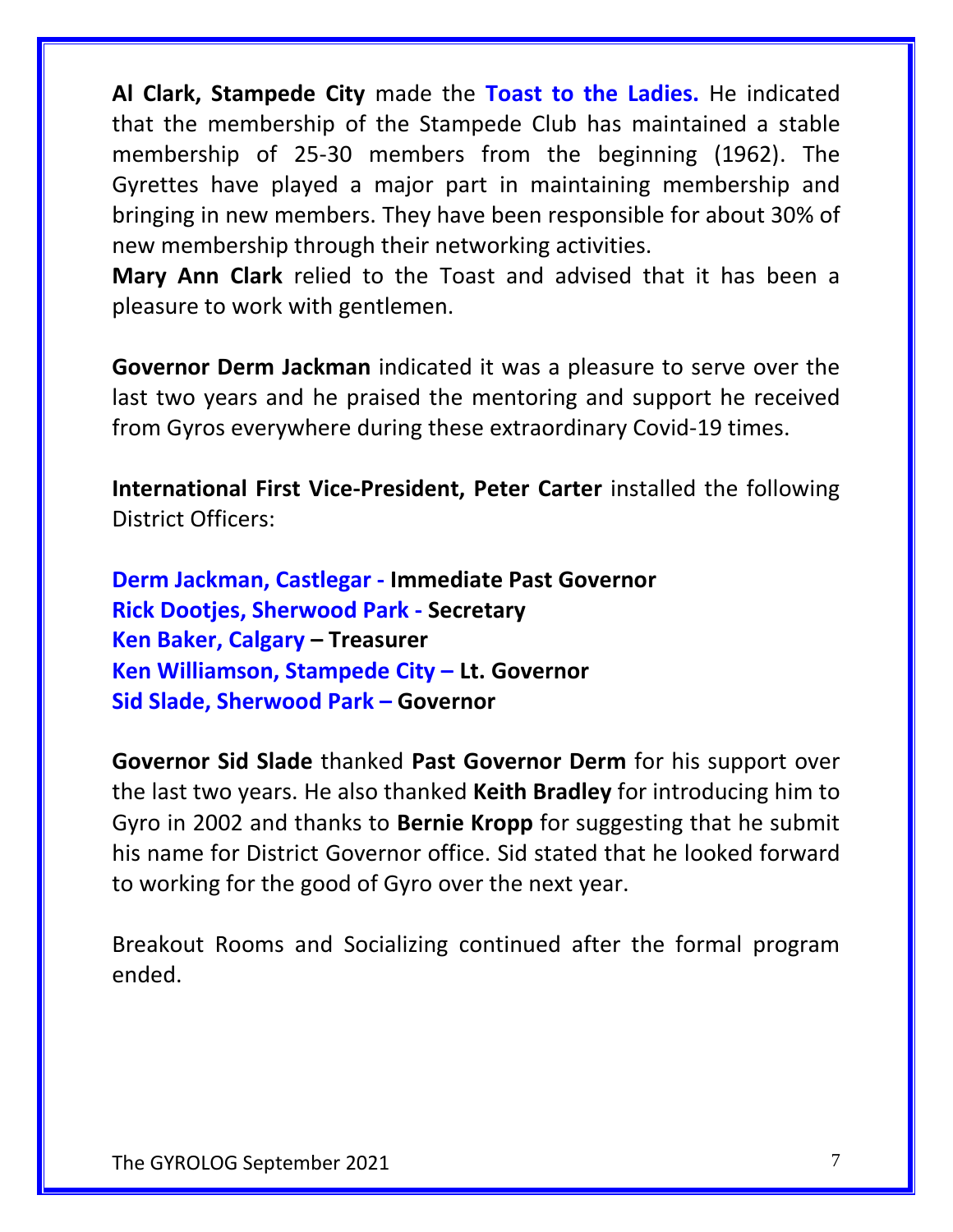**Al Clark, Stampede City** made the **Toast to the Ladies.** He indicated that the membership of the Stampede Club has maintained a stable membership of 25-30 members from the beginning (1962). The Gyrettes have played a major part in maintaining membership and bringing in new members. They have been responsible for about 30% of new membership through their networking activities.
**Mary Ann Clark** relied to the Toast and advised that it has been a pleasure to work with gentlemen.

**Governor Derm Jackman** indicated it was a pleasure to serve over the last two years and he praised the mentoring and support he received from Gyros everywhere during these extraordinary Covid-19 times.

**International First Vice-President, Peter Carter** installed the following District Officers:

**Derm Jackman, Castlegar - Immediate Past Governor**
**Rick Dootjes, Sherwood Park - Secretary**
**Ken Baker, Calgary – Treasurer**
**Ken Williamson, Stampede City – Lt. Governor**
**Sid Slade, Sherwood Park – Governor**

**Governor Sid Slade** thanked **Past Governor Derm** for his support over the last two years. He also thanked **Keith Bradley** for introducing him to Gyro in 2002 and thanks to **Bernie Kropp** for suggesting that he submit his name for District Governor office. Sid stated that he looked forward to working for the good of Gyro over the next year.

Breakout Rooms and Socializing continued after the formal program ended.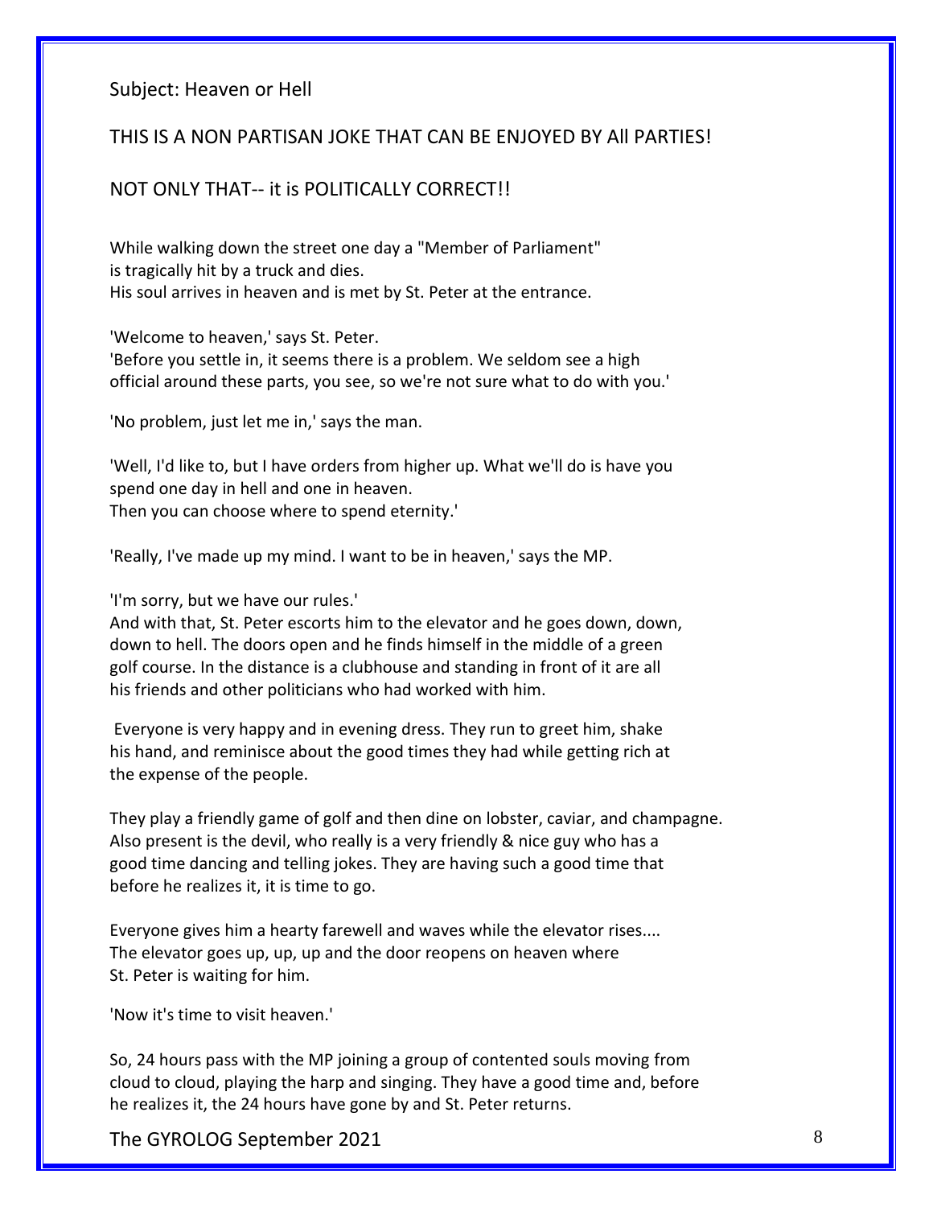Subject: Heaven or Hell

THIS IS A NON PARTISAN JOKE THAT CAN BE ENJOYED BY All PARTIES!

NOT ONLY THAT-- it is POLITICALLY CORRECT!!

While walking down the street one day a "Member of Parliament" is tragically hit by a truck and dies. His soul arrives in heaven and is met by St. Peter at the entrance.

'Welcome to heaven,' says St. Peter. 'Before you settle in, it seems there is a problem. We seldom see a high official around these parts, you see, so we're not sure what to do with you.'

'No problem, just let me in,' says the man.

'Well, I'd like to, but I have orders from higher up. What we'll do is have you spend one day in hell and one in heaven. Then you can choose where to spend eternity.'

'Really, I've made up my mind. I want to be in heaven,' says the MP.

'I'm sorry, but we have our rules.' And with that, St. Peter escorts him to the elevator and he goes down, down, down to hell. The doors open and he finds himself in the middle of a green golf course. In the distance is a clubhouse and standing in front of it are all his friends and other politicians who had worked with him.

Everyone is very happy and in evening dress. They run to greet him, shake his hand, and reminisce about the good times they had while getting rich at the expense of the people.

They play a friendly game of golf and then dine on lobster, caviar, and champagne. Also present is the devil, who really is a very friendly & nice guy who has a good time dancing and telling jokes. They are having such a good time that before he realizes it, it is time to go.

Everyone gives him a hearty farewell and waves while the elevator rises.... The elevator goes up, up, up and the door reopens on heaven where St. Peter is waiting for him.

'Now it's time to visit heaven.'

So, 24 hours pass with the MP joining a group of contented souls moving from cloud to cloud, playing the harp and singing. They have a good time and, before he realizes it, the 24 hours have gone by and St. Peter returns.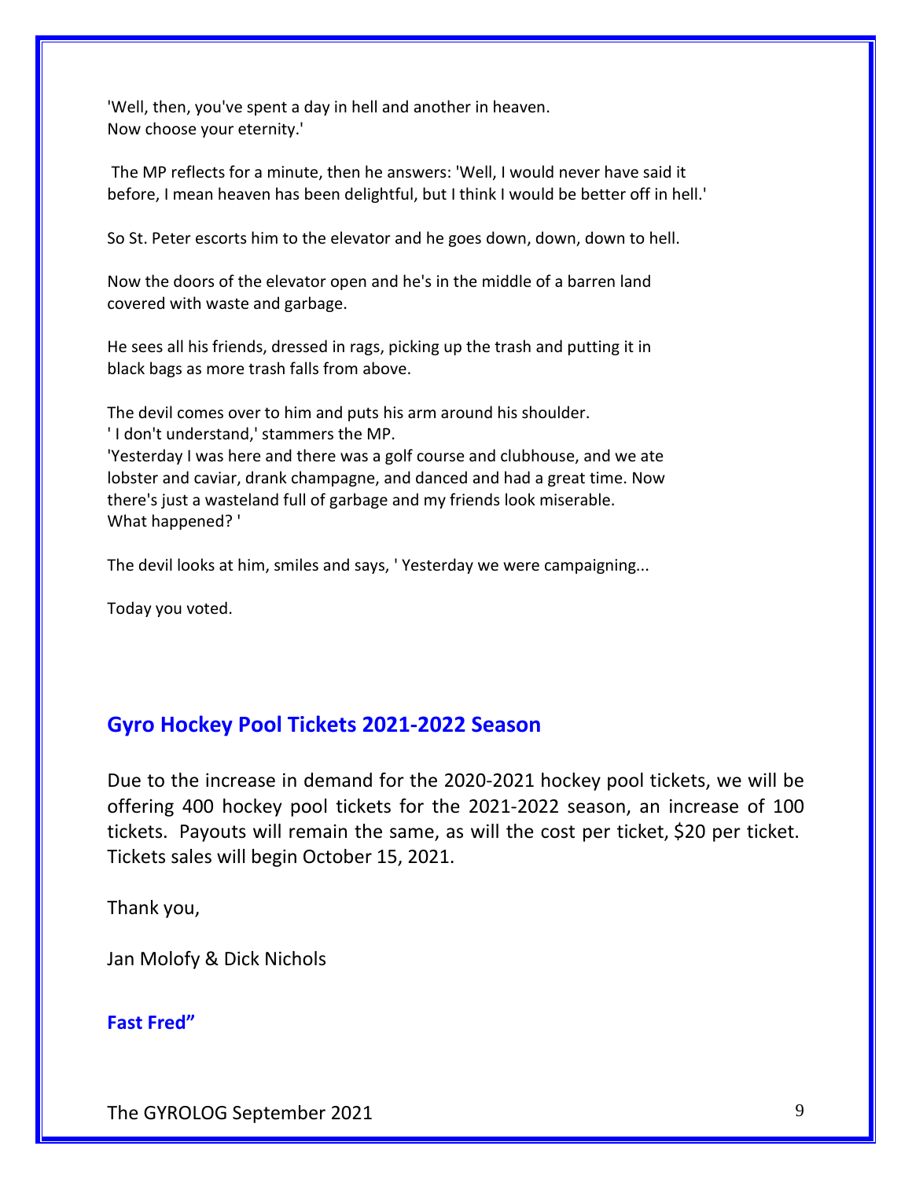'Well, then, you've spent a day in hell and another in heaven.
Now choose your eternity.'

The MP reflects for a minute, then he answers: 'Well, I would never have said it before, I mean heaven has been delightful, but I think I would be better off in hell.'

So St. Peter escorts him to the elevator and he goes down, down, down to hell.

Now the doors of the elevator open and he's in the middle of a barren land covered with waste and garbage.

He sees all his friends, dressed in rags, picking up the trash and putting it in black bags as more trash falls from above.

The devil comes over to him and puts his arm around his shoulder.
' I don't understand,' stammers the MP.
'Yesterday I was here and there was a golf course and clubhouse, and we ate lobster and caviar, drank champagne, and danced and had a great time. Now there's just a wasteland full of garbage and my friends look miserable.
What happened? '

The devil looks at him, smiles and says, ' Yesterday we were campaigning...

Today you voted.

## Gyro Hockey Pool Tickets 2021-2022 Season

Due to the increase in demand for the 2020-2021 hockey pool tickets, we will be offering 400 hockey pool tickets for the 2021-2022 season, an increase of 100 tickets. Payouts will remain the same, as will the cost per ticket, $20 per ticket. Tickets sales will begin October 15, 2021.

Thank you,

Jan Molofy & Dick Nichols

**Fast Fred"**